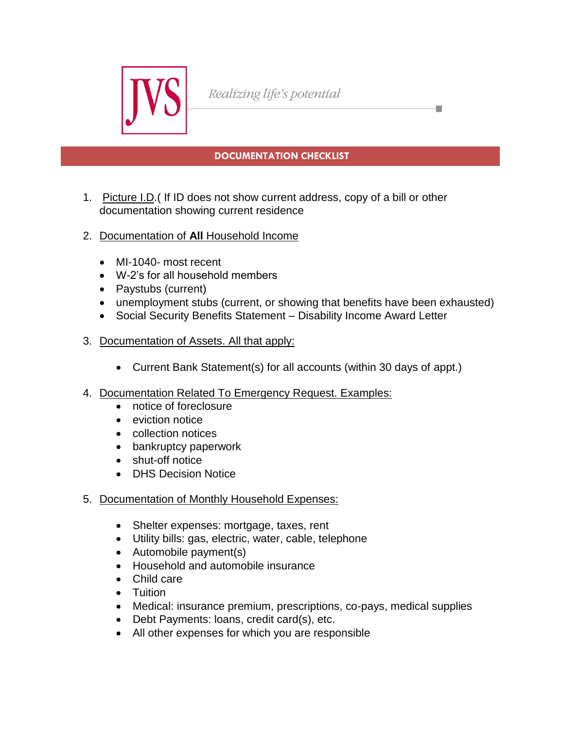JVS

*Realizing life's potential*

## DOCUMENTATION CHECKLIST

1. Picture I.D.( If ID does not show current address, copy of a bill or other documentation showing current residence

2. Documentation of **All** Household Income
   - MI-1040- most recent
   - W-2's for all household members
   - Paystubs (current)
   - unemployment stubs (current, or showing that benefits have been exhausted)
   - Social Security Benefits Statement – Disability Income Award Letter

3. Documentation of Assets. All that apply:
   - Current Bank Statement(s) for all accounts (within 30 days of appt.)

4. Documentation Related To Emergency Request. Examples:
   - notice of foreclosure
   - eviction notice
   - collection notices
   - bankruptcy paperwork
   - shut-off notice
   - DHS Decision Notice

5. Documentation of Monthly Household Expenses:
   - Shelter expenses: mortgage, taxes, rent
   - Utility bills: gas, electric, water, cable, telephone
   - Automobile payment(s)
   - Household and automobile insurance
   - Child care
   - Tuition
   - Medical: insurance premium, prescriptions, co-pays, medical supplies
   - Debt Payments: loans, credit card(s), etc.
   - All other expenses for which you are responsible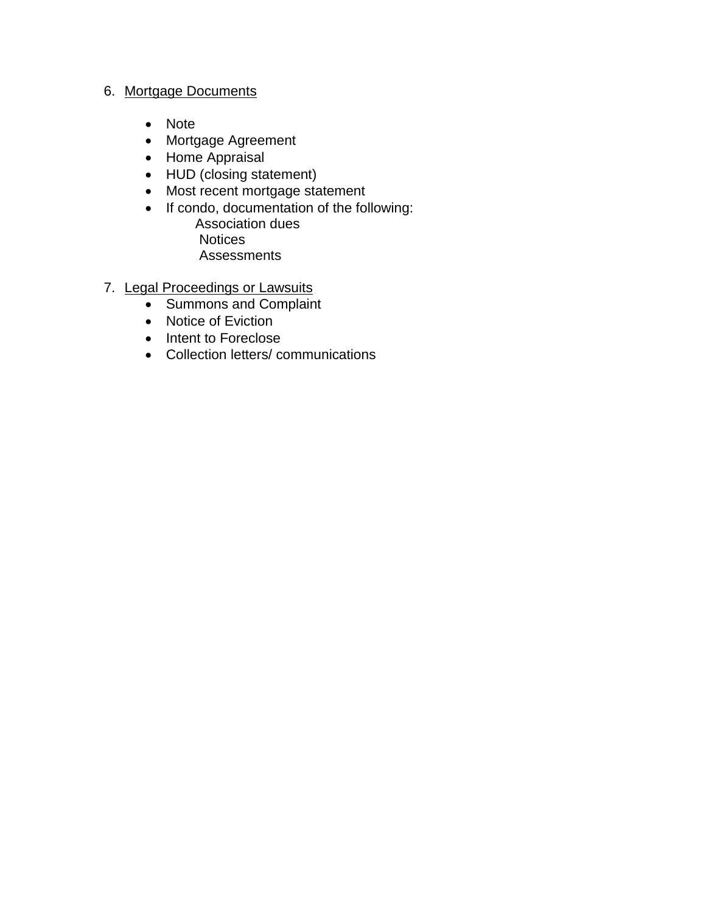6. <u>Mortgage Documents</u>

    - Note
    - Mortgage Agreement
    - Home Appraisal
    - HUD (closing statement)
    - Most recent mortgage statement
    - If condo, documentation of the following:
        - Association dues
        - Notices
        - Assessments

7. <u>Legal Proceedings or Lawsuits</u>
    - Summons and Complaint
    - Notice of Eviction
    - Intent to Foreclose
    - Collection letters/ communications